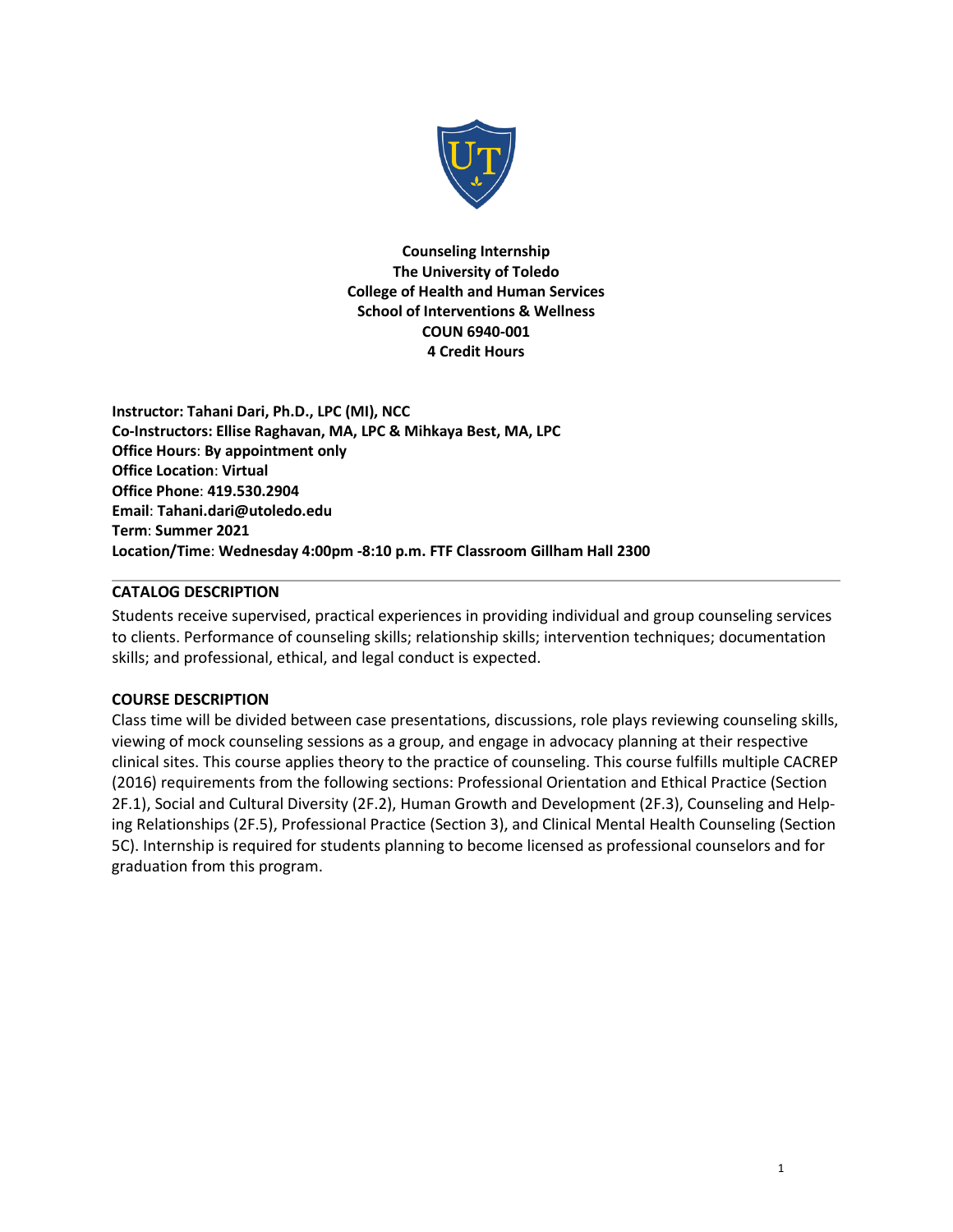**Counseling Internship**
**The University of Toledo**
**College of Health and Human Services**
**School of Interventions & Wellness**
**COUN 6940-001**
**4 Credit Hours**

**Instructor: Tahani Dari, Ph.D., LPC (MI), NCC**
**Co-Instructors: Ellise Raghavan, MA, LPC & Mihkaya Best, MA, LPC**
**Office Hours**: **By appointment only**
**Office Location**: **Virtual**
**Office Phone**: **419.530.2904**
**Email**: **Tahani.dari@utoledo.edu**
**Term**: **Summer 2021**
**Location/Time**: **Wednesday 4:00pm -8:10 p.m. FTF Classroom Gillham Hall 2300**

## CATALOG DESCRIPTION

Students receive supervised, practical experiences in providing individual and group counseling services to clients. Performance of counseling skills; relationship skills; intervention techniques; documentation skills; and professional, ethical, and legal conduct is expected.

## COURSE DESCRIPTION

Class time will be divided between case presentations, discussions, role plays reviewing counseling skills, viewing of mock counseling sessions as a group, and engage in advocacy planning at their respective clinical sites. This course applies theory to the practice of counseling. This course fulfills multiple CACREP (2016) requirements from the following sections: Professional Orientation and Ethical Practice (Section 2F.1), Social and Cultural Diversity (2F.2), Human Growth and Development (2F.3), Counseling and Helping Relationships (2F.5), Professional Practice (Section 3), and Clinical Mental Health Counseling (Section 5C). Internship is required for students planning to become licensed as professional counselors and for graduation from this program.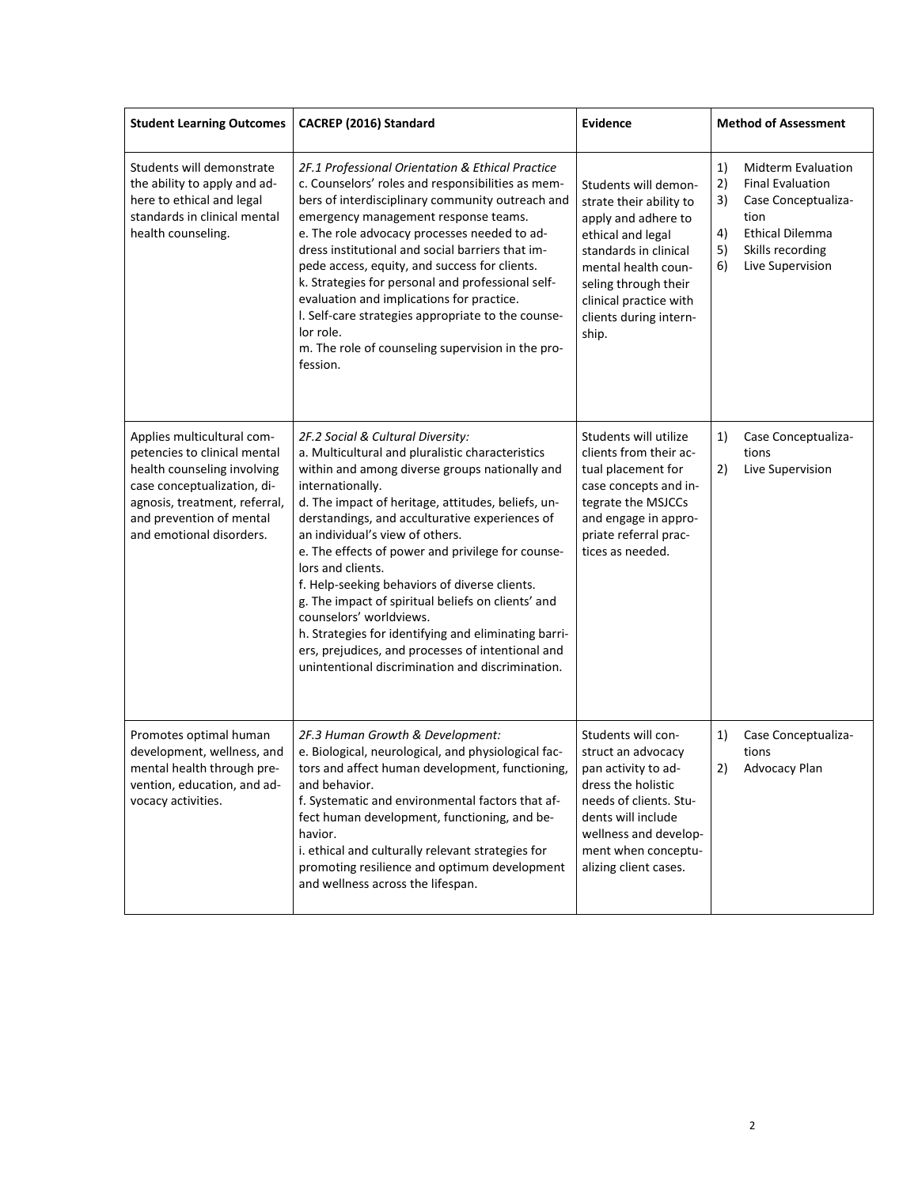| Student Learning Outcomes | CACREP (2016) Standard | Evidence | Method of Assessment |
|---|---|---|---|
| Students will demonstrate the ability to apply and adhere to ethical and legal standards in clinical mental health counseling. | *2F.1 Professional Orientation & Ethical Practice*<br>c. Counselors' roles and responsibilities as members of interdisciplinary community outreach and emergency management response teams.<br>e. The role advocacy processes needed to address institutional and social barriers that impede access, equity, and success for clients.<br>k. Strategies for personal and professional self-evaluation and implications for practice.<br>l. Self-care strategies appropriate to the counselor role.<br>m. The role of counseling supervision in the profession. | Students will demonstrate their ability to apply and adhere to ethical and legal standards in clinical mental health counseling through their clinical practice with clients during internship. | 1) Midterm Evaluation<br>2) Final Evaluation<br>3) Case Conceptualization<br>4) Ethical Dilemma<br>5) Skills recording<br>6) Live Supervision |
| Applies multicultural competencies to clinical mental health counseling involving case conceptualization, diagnosis, treatment, referral, and prevention of mental and emotional disorders. | *2F.2 Social & Cultural Diversity:*<br>a. Multicultural and pluralistic characteristics within and among diverse groups nationally and internationally.<br>d. The impact of heritage, attitudes, beliefs, understandings, and acculturative experiences of an individual's view of others.<br>e. The effects of power and privilege for counselors and clients.<br>f. Help-seeking behaviors of diverse clients.<br>g. The impact of spiritual beliefs on clients' and counselors' worldviews.<br>h. Strategies for identifying and eliminating barriers, prejudices, and processes of intentional and unintentional discrimination and discrimination. | Students will utilize clients from their actual placement for case concepts and integrate the MSJCCs and engage in appropriate referral practices as needed. | 1) Case Conceptualizations<br>2) Live Supervision |
| Promotes optimal human development, wellness, and mental health through prevention, education, and advocacy activities. | *2F.3 Human Growth & Development:*<br>e. Biological, neurological, and physiological factors and affect human development, functioning, and behavior.<br>f. Systematic and environmental factors that affect human development, functioning, and behavior.<br>i. ethical and culturally relevant strategies for promoting resilience and optimum development and wellness across the lifespan. | Students will construct an advocacy pan activity to address the holistic needs of clients. Students will include wellness and development when conceptualizing client cases. | 1) Case Conceptualizations<br>2) Advocacy Plan |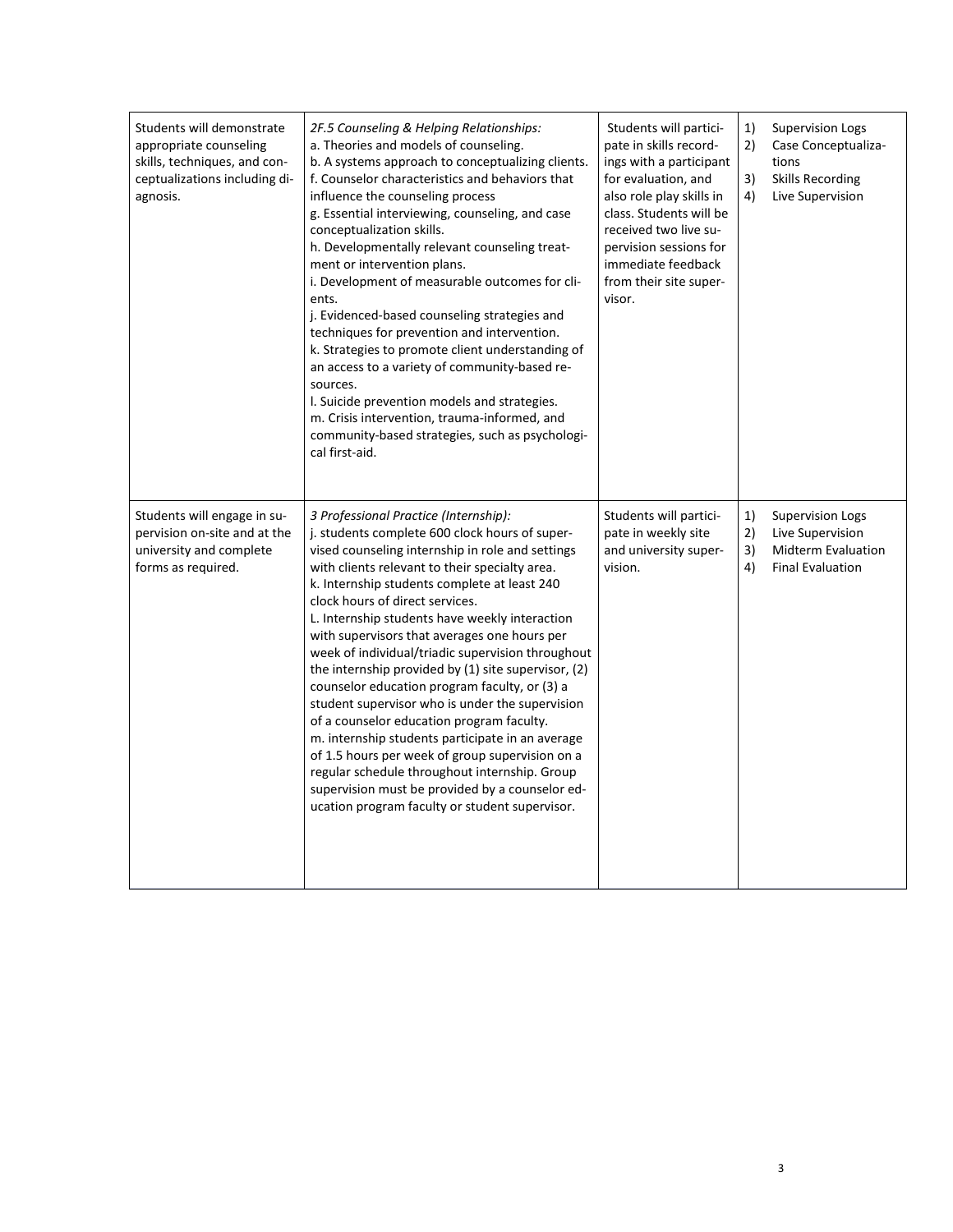| | | | |
|---|---|---|---|
| Students will demonstrate appropriate counseling skills, techniques, and conceptualizations including diagnosis. | *2F.5 Counseling & Helping Relationships:*<br>a. Theories and models of counseling.<br>b. A systems approach to conceptualizing clients.<br>f. Counselor characteristics and behaviors that influence the counseling process<br>g. Essential interviewing, counseling, and case conceptualization skills.<br>h. Developmentally relevant counseling treatment or intervention plans.<br>i. Development of measurable outcomes for clients.<br>j. Evidenced-based counseling strategies and techniques for prevention and intervention.<br>k. Strategies to promote client understanding of an access to a variety of community-based resources.<br>l. Suicide prevention models and strategies.<br>m. Crisis intervention, trauma-informed, and community-based strategies, such as psychological first-aid. | Students will participate in skills recordings with a participant for evaluation, and also role play skills in class. Students will be received two live supervision sessions for immediate feedback from their site supervisor. | 1) Supervision Logs<br>2) Case Conceptualizations<br>3) Skills Recording<br>4) Live Supervision |
| Students will engage in supervision on-site and at the university and complete forms as required. | *3 Professional Practice (Internship):*<br>j. students complete 600 clock hours of supervised counseling internship in role and settings with clients relevant to their specialty area.<br>k. Internship students complete at least 240 clock hours of direct services.<br>L. Internship students have weekly interaction with supervisors that averages one hours per week of individual/triadic supervision throughout the internship provided by (1) site supervisor, (2) counselor education program faculty, or (3) a student supervisor who is under the supervision of a counselor education program faculty.<br>m. internship students participate in an average of 1.5 hours per week of group supervision on a regular schedule throughout internship. Group supervision must be provided by a counselor education program faculty or student supervisor. | Students will participate in weekly site and university supervision. | 1) Supervision Logs<br>2) Live Supervision<br>3) Midterm Evaluation<br>4) Final Evaluation |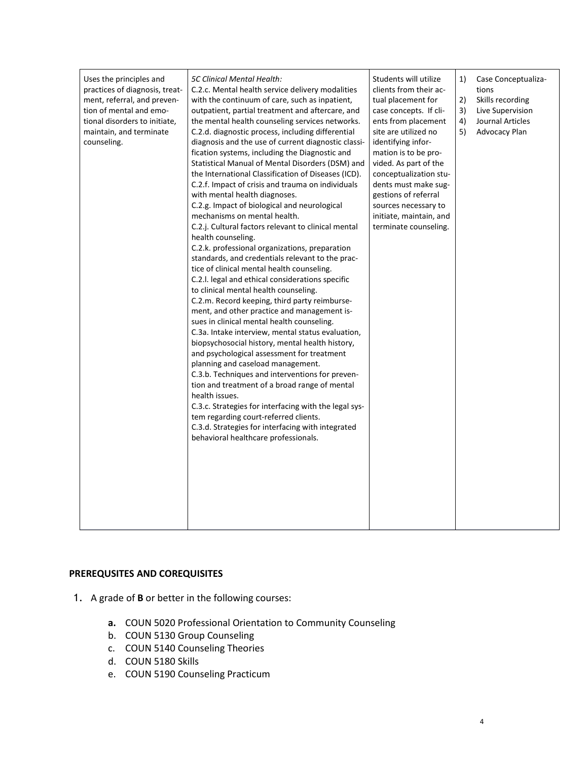| | | | |
|---|---|---|---|
| Uses the principles and practices of diagnosis, treatment, referral, and prevention of mental and emotional disorders to initiate, maintain, and terminate counseling. | *5C Clinical Mental Health:*<br>C.2.c. Mental health service delivery modalities with the continuum of care, such as inpatient, outpatient, partial treatment and aftercare, and the mental health counseling services networks.<br>C.2.d. diagnostic process, including differential diagnosis and the use of current diagnostic classification systems, including the Diagnostic and Statistical Manual of Mental Disorders (DSM) and the International Classification of Diseases (ICD).<br>C.2.f. Impact of crisis and trauma on individuals with mental health diagnoses.<br>C.2.g. Impact of biological and neurological mechanisms on mental health.<br>C.2.j. Cultural factors relevant to clinical mental health counseling.<br>C.2.k. professional organizations, preparation standards, and credentials relevant to the practice of clinical mental health counseling.<br>C.2.l. legal and ethical considerations specific to clinical mental health counseling.<br>C.2.m. Record keeping, third party reimbursement, and other practice and management issues in clinical mental health counseling.<br>C.3a. Intake interview, mental status evaluation, biopsychosocial history, mental health history, and psychological assessment for treatment planning and caseload management.<br>C.3.b. Techniques and interventions for prevention and treatment of a broad range of mental health issues.<br>C.3.c. Strategies for interfacing with the legal system regarding court-referred clients.<br>C.3.d. Strategies for interfacing with integrated behavioral healthcare professionals. | Students will utilize clients from their actual placement for case concepts. If clients from placement site are utilized no identifying information is to be provided. As part of the conceptualization students must make suggestions of referral sources necessary to initiate, maintain, and terminate counseling. | 1) Case Conceptualizations<br>2) Skills recording<br>3) Live Supervision<br>4) Journal Articles<br>5) Advocacy Plan |

## PREREQUSITES AND COREQUISITES

1. A grade of **B** or better in the following courses:

    **a.** COUN 5020 Professional Orientation to Community Counseling
    b. COUN 5130 Group Counseling
    c. COUN 5140 Counseling Theories
    d. COUN 5180 Skills
    e. COUN 5190 Counseling Practicum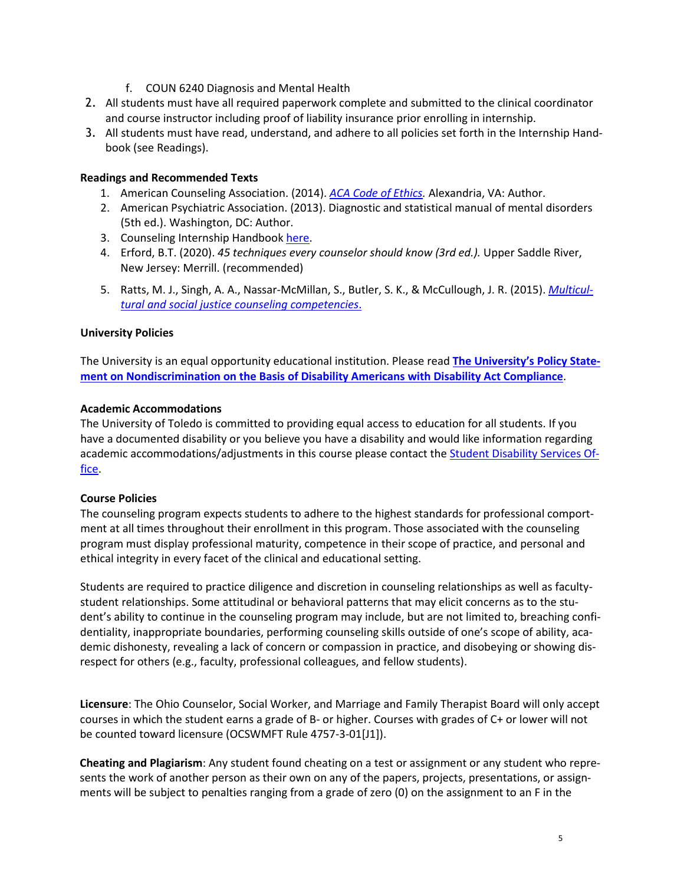f. COUN 6240 Diagnosis and Mental Health

2. All students must have all required paperwork complete and submitted to the clinical coordinator and course instructor including proof of liability insurance prior enrolling in internship.
3. All students must have read, understand, and adhere to all policies set forth in the Internship Handbook (see Readings).

**Readings and Recommended Texts**

1. American Counseling Association. (2014). *ACA Code of Ethics.* Alexandria, VA: Author.
2. American Psychiatric Association. (2013). Diagnostic and statistical manual of mental disorders (5th ed.). Washington, DC: Author.
3. Counseling Internship Handbook here.
4. Erford, B.T. (2020). *45 techniques every counselor should know (3rd ed.).* Upper Saddle River, New Jersey: Merrill. (recommended)
5. Ratts, M. J., Singh, A. A., Nassar-McMillan, S., Butler, S. K., & McCullough, J. R. (2015). *Multicultural and social justice counseling competencies*.

**University Policies**

The University is an equal opportunity educational institution. Please read **The University's Policy Statement on Nondiscrimination on the Basis of Disability Americans with Disability Act Compliance**.

**Academic Accommodations**

The University of Toledo is committed to providing equal access to education for all students. If you have a documented disability or you believe you have a disability and would like information regarding academic accommodations/adjustments in this course please contact the Student Disability Services Office.

**Course Policies**

The counseling program expects students to adhere to the highest standards for professional comportment at all times throughout their enrollment in this program. Those associated with the counseling program must display professional maturity, competence in their scope of practice, and personal and ethical integrity in every facet of the clinical and educational setting.

Students are required to practice diligence and discretion in counseling relationships as well as faculty-student relationships. Some attitudinal or behavioral patterns that may elicit concerns as to the student's ability to continue in the counseling program may include, but are not limited to, breaching confidentiality, inappropriate boundaries, performing counseling skills outside of one's scope of ability, academic dishonesty, revealing a lack of concern or compassion in practice, and disobeying or showing disrespect for others (e.g., faculty, professional colleagues, and fellow students).

**Licensure**: The Ohio Counselor, Social Worker, and Marriage and Family Therapist Board will only accept courses in which the student earns a grade of B- or higher. Courses with grades of C+ or lower will not be counted toward licensure (OCSWMFT Rule 4757-3-01[J1]).

**Cheating and Plagiarism**: Any student found cheating on a test or assignment or any student who represents the work of another person as their own on any of the papers, projects, presentations, or assignments will be subject to penalties ranging from a grade of zero (0) on the assignment to an F in the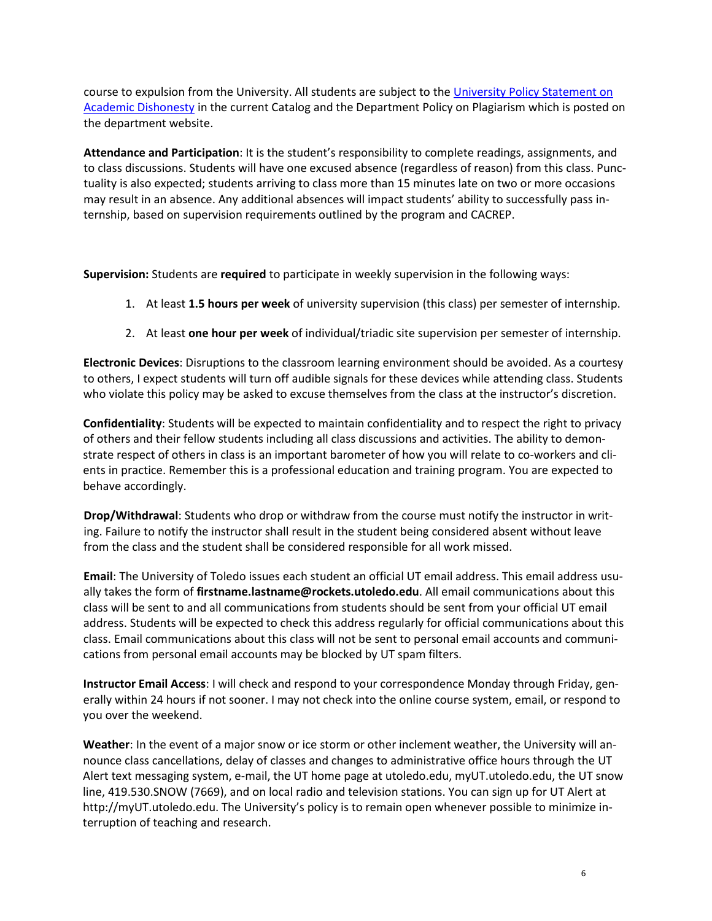course to expulsion from the University. All students are subject to the [University Policy Statement on Academic Dishonesty] in the current Catalog and the Department Policy on Plagiarism which is posted on the department website.

**Attendance and Participation**: It is the student's responsibility to complete readings, assignments, and to class discussions. Students will have one excused absence (regardless of reason) from this class. Punctuality is also expected; students arriving to class more than 15 minutes late on two or more occasions may result in an absence. Any additional absences will impact students' ability to successfully pass internship, based on supervision requirements outlined by the program and CACREP.

**Supervision:** Students are **required** to participate in weekly supervision in the following ways:

1. At least **1.5 hours per week** of university supervision (this class) per semester of internship.
2. At least **one hour per week** of individual/triadic site supervision per semester of internship.

**Electronic Devices**: Disruptions to the classroom learning environment should be avoided. As a courtesy to others, I expect students will turn off audible signals for these devices while attending class. Students who violate this policy may be asked to excuse themselves from the class at the instructor's discretion.

**Confidentiality**: Students will be expected to maintain confidentiality and to respect the right to privacy of others and their fellow students including all class discussions and activities. The ability to demonstrate respect of others in class is an important barometer of how you will relate to co-workers and clients in practice. Remember this is a professional education and training program. You are expected to behave accordingly.

**Drop/Withdrawal**: Students who drop or withdraw from the course must notify the instructor in writing. Failure to notify the instructor shall result in the student being considered absent without leave from the class and the student shall be considered responsible for all work missed.

**Email**: The University of Toledo issues each student an official UT email address. This email address usually takes the form of **firstname.lastname@rockets.utoledo.edu**. All email communications about this class will be sent to and all communications from students should be sent from your official UT email address. Students will be expected to check this address regularly for official communications about this class. Email communications about this class will not be sent to personal email accounts and communications from personal email accounts may be blocked by UT spam filters.

**Instructor Email Access**: I will check and respond to your correspondence Monday through Friday, generally within 24 hours if not sooner. I may not check into the online course system, email, or respond to you over the weekend.

**Weather**: In the event of a major snow or ice storm or other inclement weather, the University will announce class cancellations, delay of classes and changes to administrative office hours through the UT Alert text messaging system, e-mail, the UT home page at utoledo.edu, myUT.utoledo.edu, the UT snow line, 419.530.SNOW (7669), and on local radio and television stations. You can sign up for UT Alert at http://myUT.utoledo.edu. The University's policy is to remain open whenever possible to minimize interruption of teaching and research.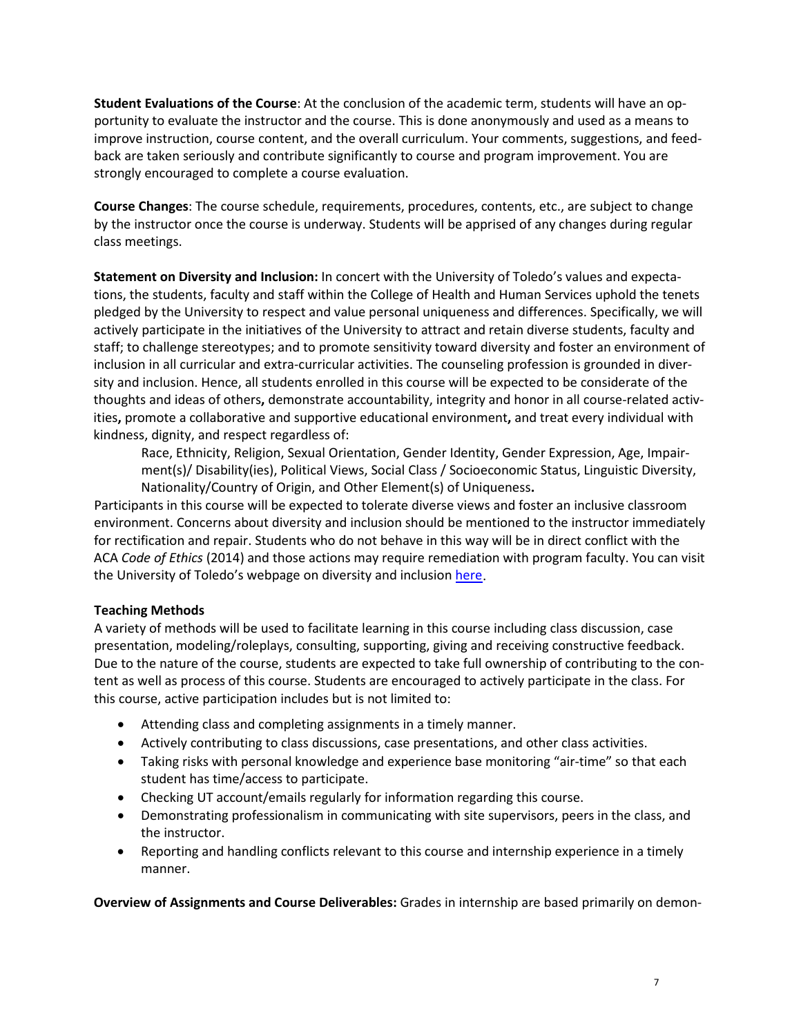**Student Evaluations of the Course**: At the conclusion of the academic term, students will have an opportunity to evaluate the instructor and the course. This is done anonymously and used as a means to improve instruction, course content, and the overall curriculum. Your comments, suggestions, and feedback are taken seriously and contribute significantly to course and program improvement. You are strongly encouraged to complete a course evaluation.

**Course Changes**: The course schedule, requirements, procedures, contents, etc., are subject to change by the instructor once the course is underway. Students will be apprised of any changes during regular class meetings.

**Statement on Diversity and Inclusion:** In concert with the University of Toledo's values and expectations, the students, faculty and staff within the College of Health and Human Services uphold the tenets pledged by the University to respect and value personal uniqueness and differences. Specifically, we will actively participate in the initiatives of the University to attract and retain diverse students, faculty and staff; to challenge stereotypes; and to promote sensitivity toward diversity and foster an environment of inclusion in all curricular and extra-curricular activities. The counseling profession is grounded in diversity and inclusion. Hence, all students enrolled in this course will be expected to be considerate of the thoughts and ideas of others**,** demonstrate accountability, integrity and honor in all course-related activities**,** promote a collaborative and supportive educational environment**,** and treat every individual with kindness, dignity, and respect regardless of:

> Race, Ethnicity, Religion, Sexual Orientation, Gender Identity, Gender Expression, Age, Impairment(s)/ Disability(ies), Political Views, Social Class / Socioeconomic Status, Linguistic Diversity, Nationality/Country of Origin, and Other Element(s) of Uniqueness**.**

Participants in this course will be expected to tolerate diverse views and foster an inclusive classroom environment. Concerns about diversity and inclusion should be mentioned to the instructor immediately for rectification and repair. Students who do not behave in this way will be in direct conflict with the ACA *Code of Ethics* (2014) and those actions may require remediation with program faculty. You can visit the University of Toledo's webpage on diversity and inclusion here.

**Teaching Methods**

A variety of methods will be used to facilitate learning in this course including class discussion, case presentation, modeling/roleplays, consulting, supporting, giving and receiving constructive feedback. Due to the nature of the course, students are expected to take full ownership of contributing to the content as well as process of this course. Students are encouraged to actively participate in the class. For this course, active participation includes but is not limited to:

- Attending class and completing assignments in a timely manner.
- Actively contributing to class discussions, case presentations, and other class activities.
- Taking risks with personal knowledge and experience base monitoring "air-time" so that each student has time/access to participate.
- Checking UT account/emails regularly for information regarding this course.
- Demonstrating professionalism in communicating with site supervisors, peers in the class, and the instructor.
- Reporting and handling conflicts relevant to this course and internship experience in a timely manner.

**Overview of Assignments and Course Deliverables:** Grades in internship are based primarily on demon-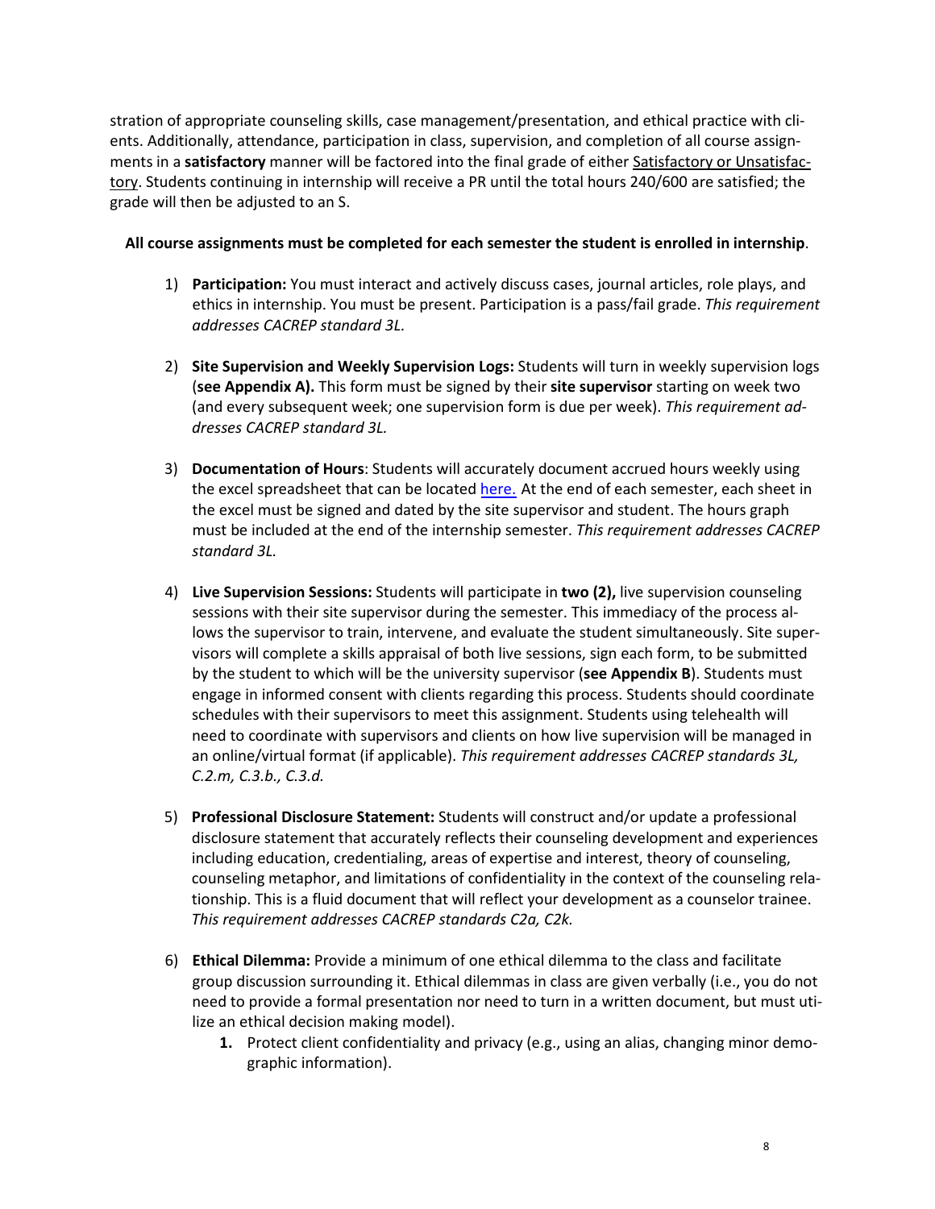stration of appropriate counseling skills, case management/presentation, and ethical practice with clients. Additionally, attendance, participation in class, supervision, and completion of all course assignments in a **satisfactory** manner will be factored into the final grade of either Satisfactory or Unsatisfactory. Students continuing in internship will receive a PR until the total hours 240/600 are satisfied; the grade will then be adjusted to an S.

**All course assignments must be completed for each semester the student is enrolled in internship**.

1) **Participation:** You must interact and actively discuss cases, journal articles, role plays, and ethics in internship. You must be present. Participation is a pass/fail grade. *This requirement addresses CACREP standard 3L.*

2) **Site Supervision and Weekly Supervision Logs:** Students will turn in weekly supervision logs (**see Appendix A).** This form must be signed by their **site supervisor** starting on week two (and every subsequent week; one supervision form is due per week). *This requirement addresses CACREP standard 3L.*

3) **Documentation of Hours**: Students will accurately document accrued hours weekly using the excel spreadsheet that can be located here. At the end of each semester, each sheet in the excel must be signed and dated by the site supervisor and student. The hours graph must be included at the end of the internship semester. *This requirement addresses CACREP standard 3L.*

4) **Live Supervision Sessions:** Students will participate in **two (2),** live supervision counseling sessions with their site supervisor during the semester. This immediacy of the process allows the supervisor to train, intervene, and evaluate the student simultaneously. Site supervisors will complete a skills appraisal of both live sessions, sign each form, to be submitted by the student to which will be the university supervisor (**see Appendix B**). Students must engage in informed consent with clients regarding this process. Students should coordinate schedules with their supervisors to meet this assignment. Students using telehealth will need to coordinate with supervisors and clients on how live supervision will be managed in an online/virtual format (if applicable). *This requirement addresses CACREP standards 3L, C.2.m, C.3.b., C.3.d.*

5) **Professional Disclosure Statement:** Students will construct and/or update a professional disclosure statement that accurately reflects their counseling development and experiences including education, credentialing, areas of expertise and interest, theory of counseling, counseling metaphor, and limitations of confidentiality in the context of the counseling relationship. This is a fluid document that will reflect your development as a counselor trainee. *This requirement addresses CACREP standards C2a, C2k.*

6) **Ethical Dilemma:** Provide a minimum of one ethical dilemma to the class and facilitate group discussion surrounding it. Ethical dilemmas in class are given verbally (i.e., you do not need to provide a formal presentation nor need to turn in a written document, but must utilize an ethical decision making model).
    1. Protect client confidentiality and privacy (e.g., using an alias, changing minor demographic information).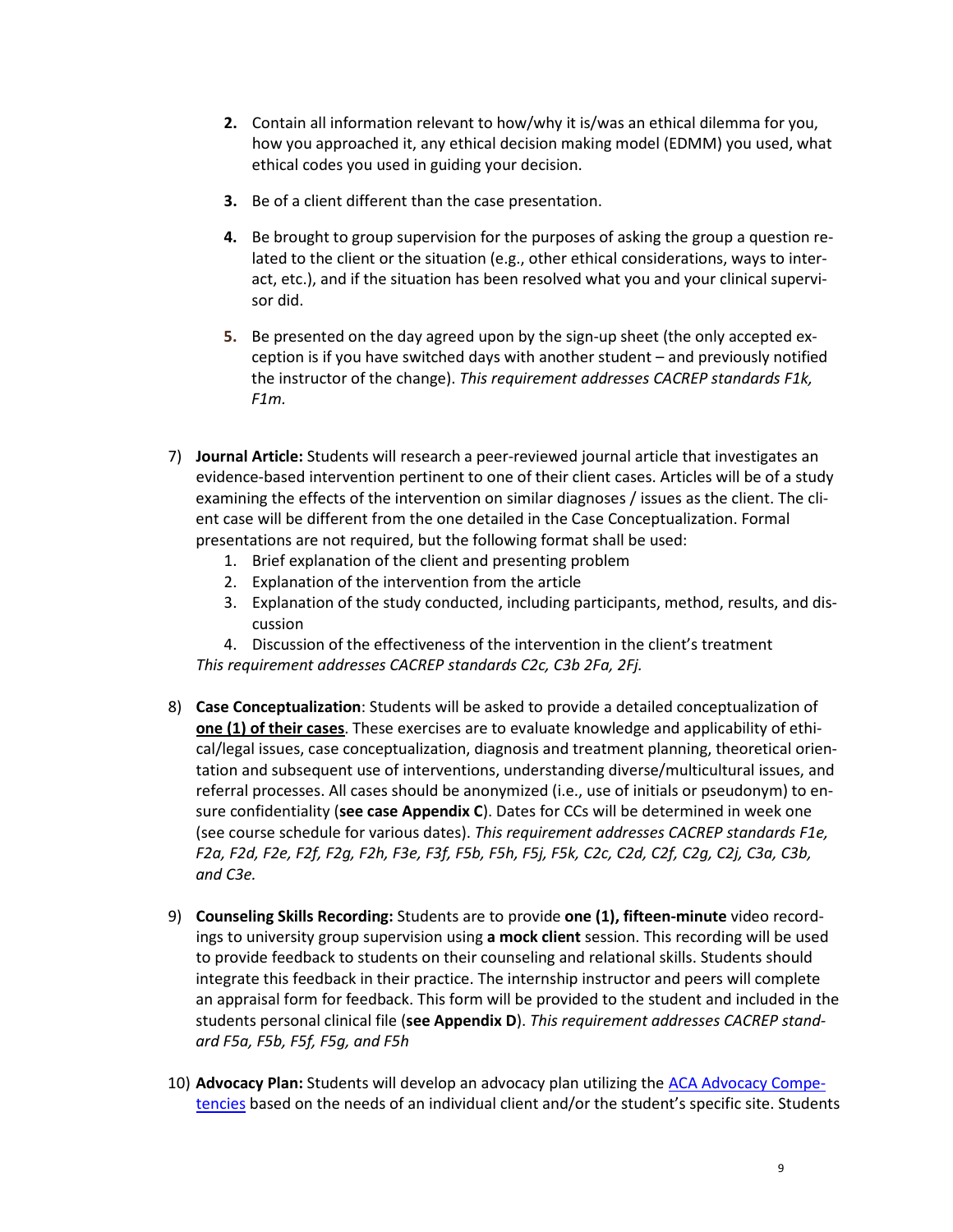2. Contain all information relevant to how/why it is/was an ethical dilemma for you, how you approached it, any ethical decision making model (EDMM) you used, what ethical codes you used in guiding your decision.

3. Be of a client different than the case presentation.

4. Be brought to group supervision for the purposes of asking the group a question related to the client or the situation (e.g., other ethical considerations, ways to interact, etc.), and if the situation has been resolved what you and your clinical supervisor did.

5. Be presented on the day agreed upon by the sign-up sheet (the only accepted exception is if you have switched days with another student – and previously notified the instructor of the change). *This requirement addresses CACREP standards F1k, F1m.*

7) **Journal Article:** Students will research a peer-reviewed journal article that investigates an evidence-based intervention pertinent to one of their client cases. Articles will be of a study examining the effects of the intervention on similar diagnoses / issues as the client. The client case will be different from the one detailed in the Case Conceptualization. Formal presentations are not required, but the following format shall be used:
   1. Brief explanation of the client and presenting problem
   2. Explanation of the intervention from the article
   3. Explanation of the study conducted, including participants, method, results, and discussion
   4. Discussion of the effectiveness of the intervention in the client's treatment

   *This requirement addresses CACREP standards C2c, C3b 2Fa, 2Fj.*

8) **Case Conceptualization**: Students will be asked to provide a detailed conceptualization of <u>**one (1) of their cases**</u>. These exercises are to evaluate knowledge and applicability of ethical/legal issues, case conceptualization, diagnosis and treatment planning, theoretical orientation and subsequent use of interventions, understanding diverse/multicultural issues, and referral processes. All cases should be anonymized (i.e., use of initials or pseudonym) to ensure confidentiality (**see case Appendix C**). Dates for CCs will be determined in week one (see course schedule for various dates). *This requirement addresses CACREP standards F1e, F2a, F2d, F2e, F2f, F2g, F2h, F3e, F3f, F5b, F5h, F5j, F5k, C2c, C2d, C2f, C2g, C2j, C3a, C3b, and C3e.*

9) **Counseling Skills Recording:** Students are to provide **one (1), fifteen-minute** video recordings to university group supervision using **a mock client** session. This recording will be used to provide feedback to students on their counseling and relational skills. Students should integrate this feedback in their practice. The internship instructor and peers will complete an appraisal form for feedback. This form will be provided to the student and included in the students personal clinical file (**see Appendix D**). *This requirement addresses CACREP standard F5a, F5b, F5f, F5g, and F5h*

10) **Advocacy Plan:** Students will develop an advocacy plan utilizing the [ACA Advocacy Competencies]() based on the needs of an individual client and/or the student's specific site. Students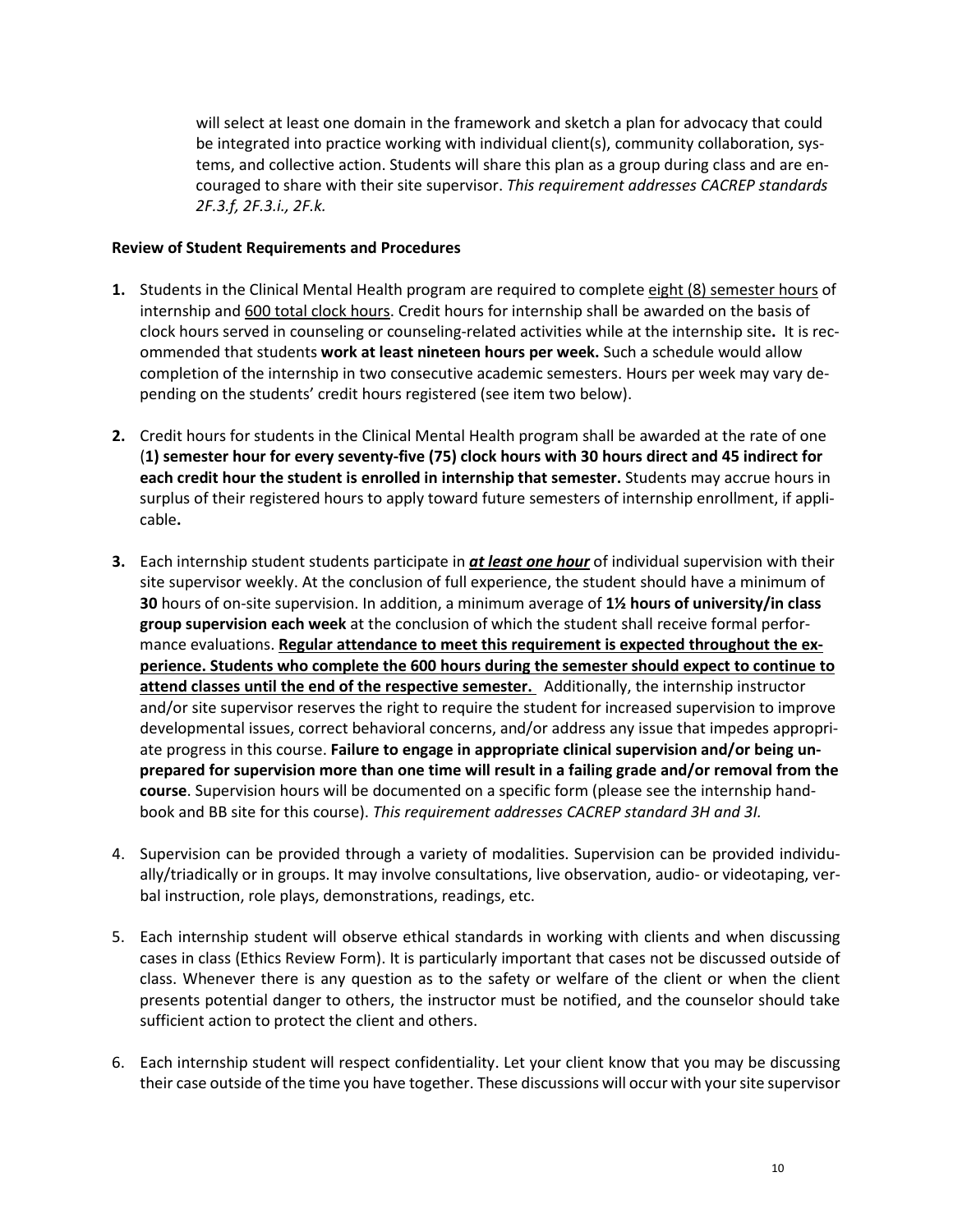will select at least one domain in the framework and sketch a plan for advocacy that could be integrated into practice working with individual client(s), community collaboration, systems, and collective action. Students will share this plan as a group during class and are encouraged to share with their site supervisor. *This requirement addresses CACREP standards 2F.3.f, 2F.3.i., 2F.k.*

**Review of Student Requirements and Procedures**

1. Students in the Clinical Mental Health program are required to complete <u>eight (8) semester hours</u> of internship and <u>600 total clock hours</u>. Credit hours for internship shall be awarded on the basis of clock hours served in counseling or counseling-related activities while at the internship site**.** It is recommended that students **work at least nineteen hours per week.** Such a schedule would allow completion of the internship in two consecutive academic semesters. Hours per week may vary depending on the students' credit hours registered (see item two below).

2. Credit hours for students in the Clinical Mental Health program shall be awarded at the rate of one (**1) semester hour for every seventy-five (75) clock hours with 30 hours direct and 45 indirect for each credit hour the student is enrolled in internship that semester.** Students may accrue hours in surplus of their registered hours to apply toward future semesters of internship enrollment, if applicable**.**

3. Each internship student students participate in ***<u>at least one hour</u>*** of individual supervision with their site supervisor weekly. At the conclusion of full experience, the student should have a minimum of **30** hours of on-site supervision. In addition, a minimum average of **1½ hours of university/in class group supervision each week** at the conclusion of which the student shall receive formal performance evaluations. **<u>Regular attendance to meet this requirement is expected throughout the experience. Students who complete the 600 hours during the semester should expect to continue to attend classes until the end of the respective semester.</u>** Additionally, the internship instructor and/or site supervisor reserves the right to require the student for increased supervision to improve developmental issues, correct behavioral concerns, and/or address any issue that impedes appropriate progress in this course. **Failure to engage in appropriate clinical supervision and/or being unprepared for supervision more than one time will result in a failing grade and/or removal from the course**. Supervision hours will be documented on a specific form (please see the internship handbook and BB site for this course). *This requirement addresses CACREP standard 3H and 3I.*

4. Supervision can be provided through a variety of modalities. Supervision can be provided individually/triadically or in groups. It may involve consultations, live observation, audio- or videotaping, verbal instruction, role plays, demonstrations, readings, etc.

5. Each internship student will observe ethical standards in working with clients and when discussing cases in class (Ethics Review Form). It is particularly important that cases not be discussed outside of class. Whenever there is any question as to the safety or welfare of the client or when the client presents potential danger to others, the instructor must be notified, and the counselor should take sufficient action to protect the client and others.

6. Each internship student will respect confidentiality. Let your client know that you may be discussing their case outside of the time you have together. These discussions will occur with your site supervisor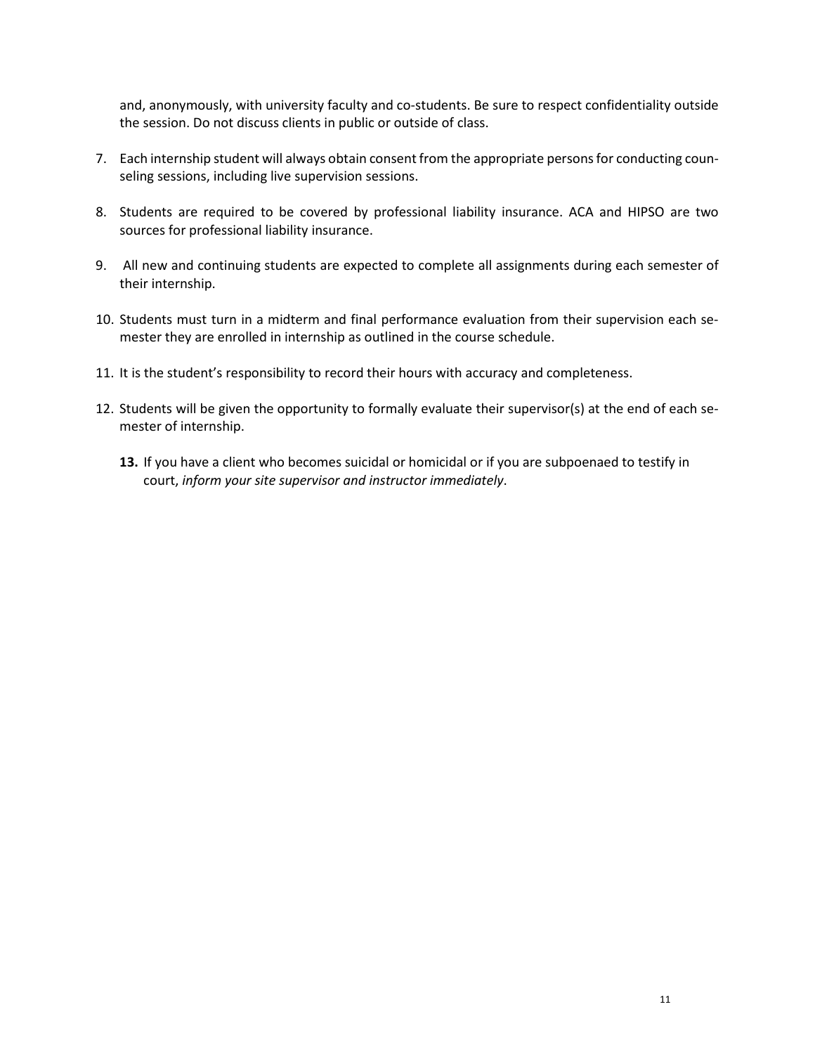and, anonymously, with university faculty and co-students. Be sure to respect confidentiality outside the session. Do not discuss clients in public or outside of class.

7. Each internship student will always obtain consent from the appropriate persons for conducting counseling sessions, including live supervision sessions.

8. Students are required to be covered by professional liability insurance. ACA and HIPSO are two sources for professional liability insurance.

9. All new and continuing students are expected to complete all assignments during each semester of their internship.

10. Students must turn in a midterm and final performance evaluation from their supervision each semester they are enrolled in internship as outlined in the course schedule.

11. It is the student's responsibility to record their hours with accuracy and completeness.

12. Students will be given the opportunity to formally evaluate their supervisor(s) at the end of each semester of internship.

13. If you have a client who becomes suicidal or homicidal or if you are subpoenaed to testify in court, *inform your site supervisor and instructor immediately*.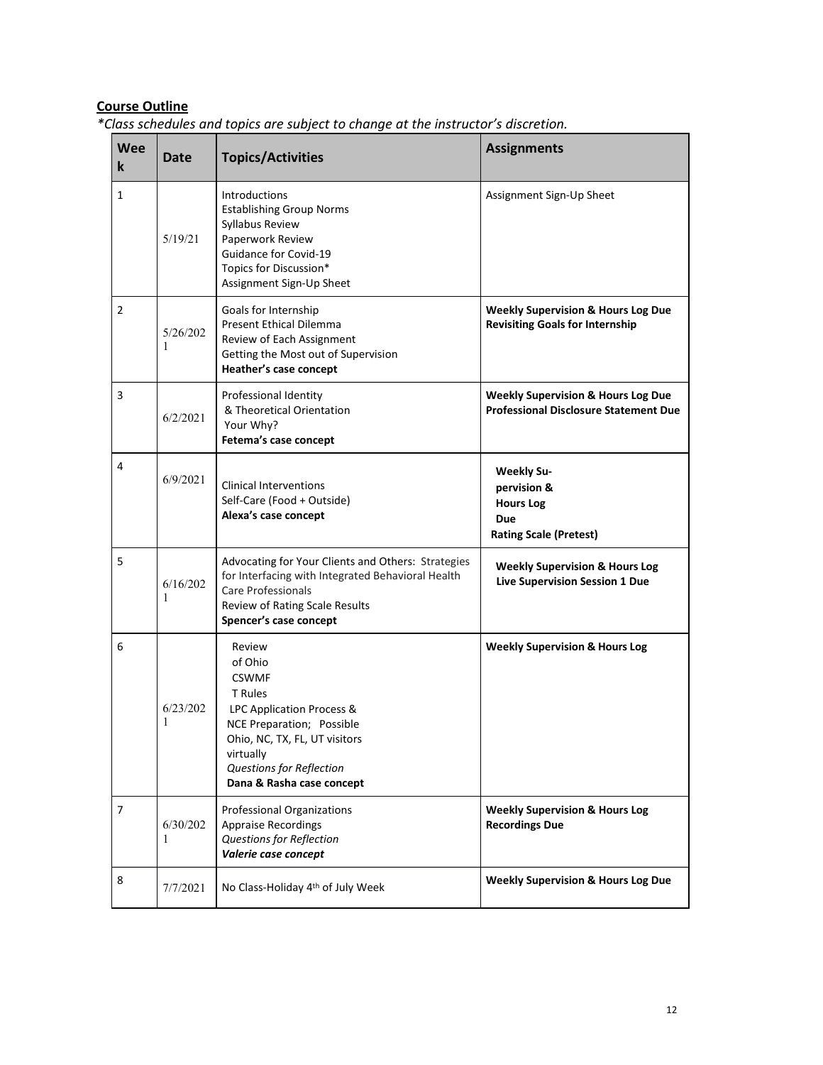## **Course Outline**

*\*Class schedules and topics are subject to change at the instructor's discretion.*

| Week | Date | Topics/Activities | Assignments |
|---|---|---|---|
| 1 | 5/19/21 | Introductions<br>Establishing Group Norms<br>Syllabus Review<br>Paperwork Review<br>Guidance for Covid-19<br>Topics for Discussion*<br>Assignment Sign-Up Sheet | Assignment Sign-Up Sheet |
| 2 | 5/26/2021 | Goals for Internship<br>Present Ethical Dilemma<br>Review of Each Assignment<br>Getting the Most out of Supervision<br>**Heather's case concept** | **Weekly Supervision & Hours Log Due**<br>**Revisiting Goals for Internship** |
| 3 | 6/2/2021 | Professional Identity<br>& Theoretical Orientation<br>Your Why?<br>**Fetema's case concept** | **Weekly Supervision & Hours Log Due**<br>**Professional Disclosure Statement Due** |
| 4 | 6/9/2021 | Clinical Interventions<br>Self-Care (Food + Outside)<br>**Alexa's case concept** | **Weekly Supervision & Hours Log Due**<br>**Rating Scale (Pretest)** |
| 5 | 6/16/2021 | Advocating for Your Clients and Others: Strategies for Interfacing with Integrated Behavioral Health Care Professionals<br>Review of Rating Scale Results<br>**Spencer's case concept** | **Weekly Supervision & Hours Log**<br>**Live Supervision Session 1 Due** |
| 6 | 6/23/2021 | Review of Ohio CSWMFT Rules<br>LPC Application Process & NCE Preparation; Possible Ohio, NC, TX, FL, UT visitors virtually<br>*Questions for Reflection*<br>**Dana & Rasha case concept** | **Weekly Supervision & Hours Log** |
| 7 | 6/30/2021 | Professional Organizations<br>Appraise Recordings<br>*Questions for Reflection*<br>***Valerie case concept*** | **Weekly Supervision & Hours Log**<br>**Recordings Due** |
| 8 | 7/7/2021 | No Class-Holiday 4th of July Week | **Weekly Supervision & Hours Log Due** |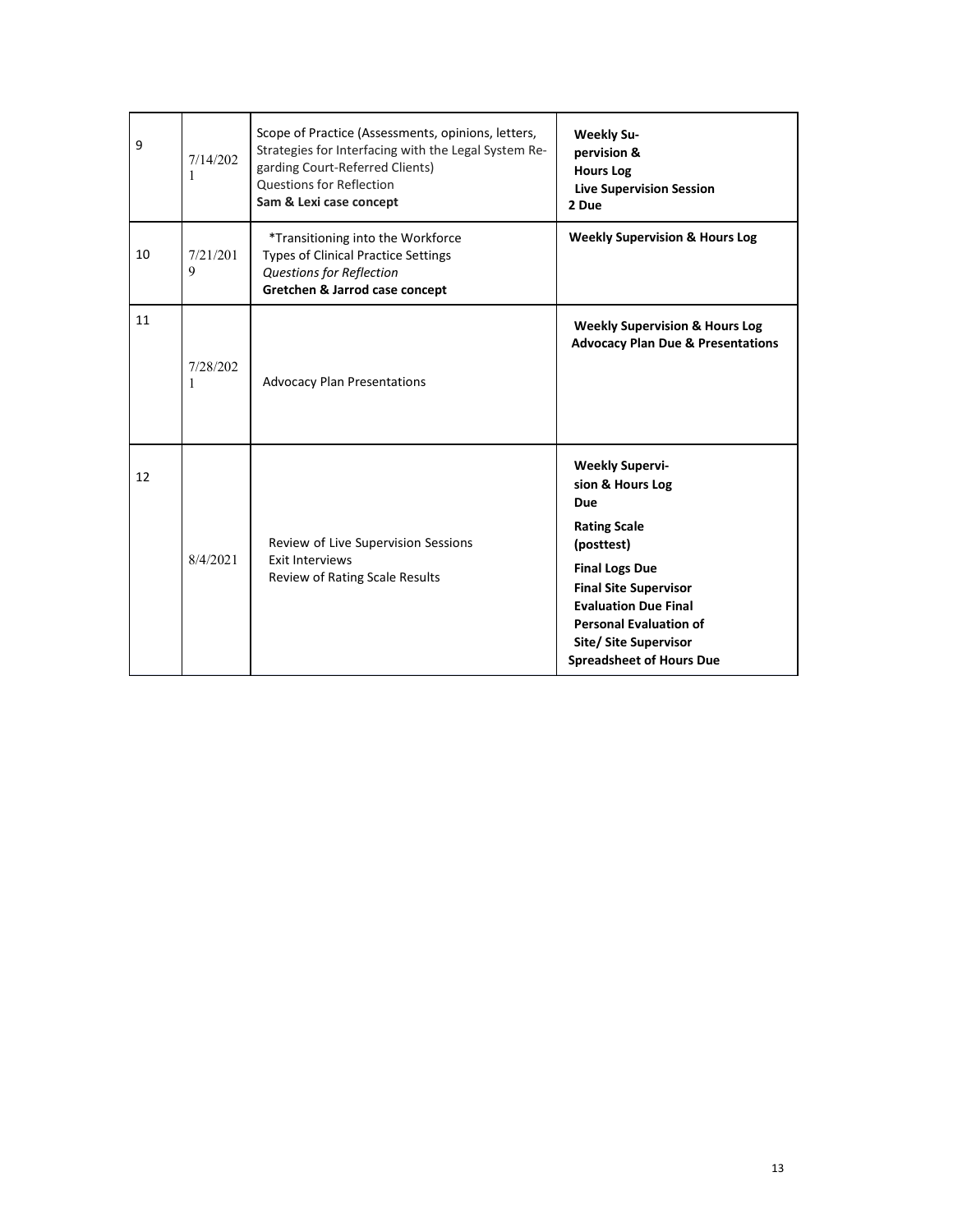| | | | |
|---|---|---|---|
| 9 | 7/14/2021 | Scope of Practice (Assessments, opinions, letters, Strategies for Interfacing with the Legal System Regarding Court-Referred Clients)<br>Questions for Reflection<br>**Sam & Lexi case concept** | **Weekly Supervision & Hours Log**<br>**Live Supervision Session 2 Due** |
| 10 | 7/21/2019 | *Transitioning into the Workforce<br>Types of Clinical Practice Settings<br>*Questions for Reflection*<br>**Gretchen & Jarrod case concept** | **Weekly Supervision & Hours Log** |
| 11 | 7/28/2021 | Advocacy Plan Presentations | **Weekly Supervision & Hours Log**<br>**Advocacy Plan Due & Presentations** |
| 12 | 8/4/2021 | Review of Live Supervision Sessions<br>Exit Interviews<br>Review of Rating Scale Results | **Weekly Supervision & Hours Log Due**<br>**Rating Scale (posttest)**<br>**Final Logs Due**<br>**Final Site Supervisor Evaluation Due Final Personal Evaluation of Site/ Site Supervisor Spreadsheet of Hours Due** |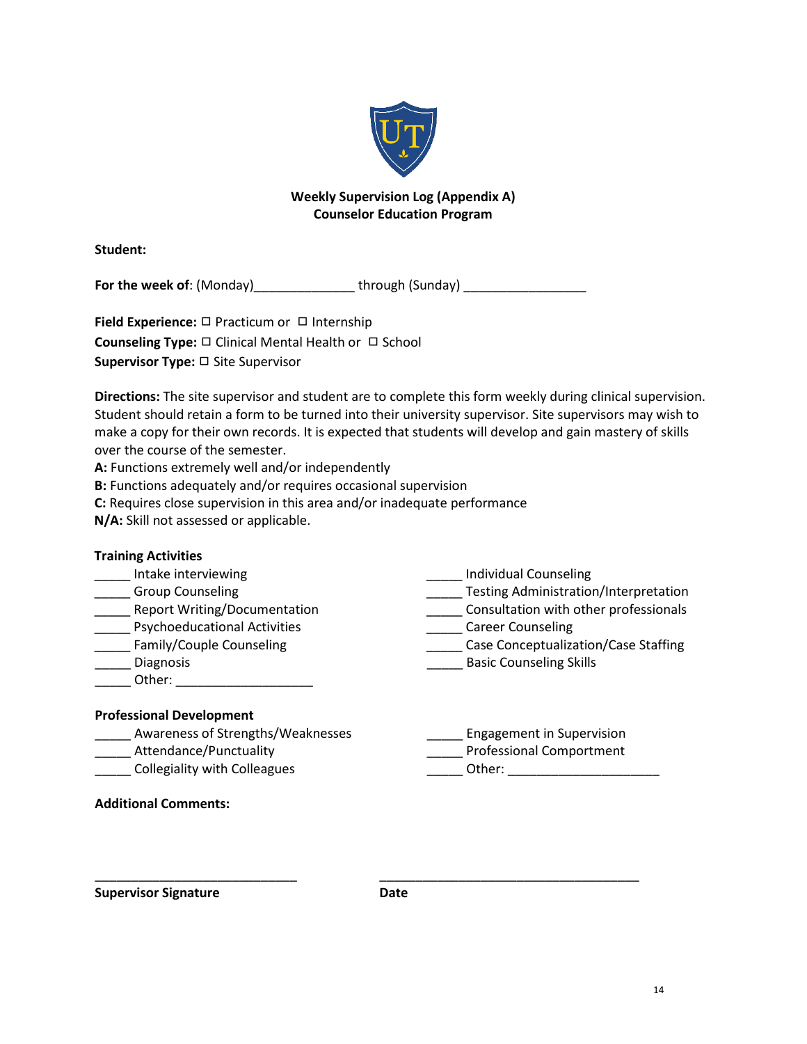**Weekly Supervision Log (Appendix A)**
**Counselor Education Program**

**Student:**

**For the week of**: (Monday)______________ through (Sunday) _________________

**Field Experience:** ☐ Practicum or ☐ Internship
**Counseling Type:** ☐ Clinical Mental Health or ☐ School
**Supervisor Type:** ☐ Site Supervisor

**Directions:** The site supervisor and student are to complete this form weekly during clinical supervision. Student should retain a form to be turned into their university supervisor. Site supervisors may wish to make a copy for their own records. It is expected that students will develop and gain mastery of skills over the course of the semester.
**A:** Functions extremely well and/or independently
**B:** Functions adequately and/or requires occasional supervision
**C:** Requires close supervision in this area and/or inadequate performance
**N/A:** Skill not assessed or applicable.

**Training Activities**

_____ Intake interviewing
_____ Group Counseling
_____ Report Writing/Documentation
_____ Psychoeducational Activities
_____ Family/Couple Counseling
_____ Diagnosis
_____ Other: ___________________
_____ Individual Counseling
_____ Testing Administration/Interpretation
_____ Consultation with other professionals
_____ Career Counseling
_____ Case Conceptualization/Case Staffing
_____ Basic Counseling Skills

**Professional Development**

_____ Awareness of Strengths/Weaknesses
_____ Attendance/Punctuality
_____ Collegiality with Colleagues
_____ Engagement in Supervision
_____ Professional Comportment
_____ Other: _____________________

**Additional Comments:**

_____________________________ _____________________________________
**Supervisor Signature** **Date**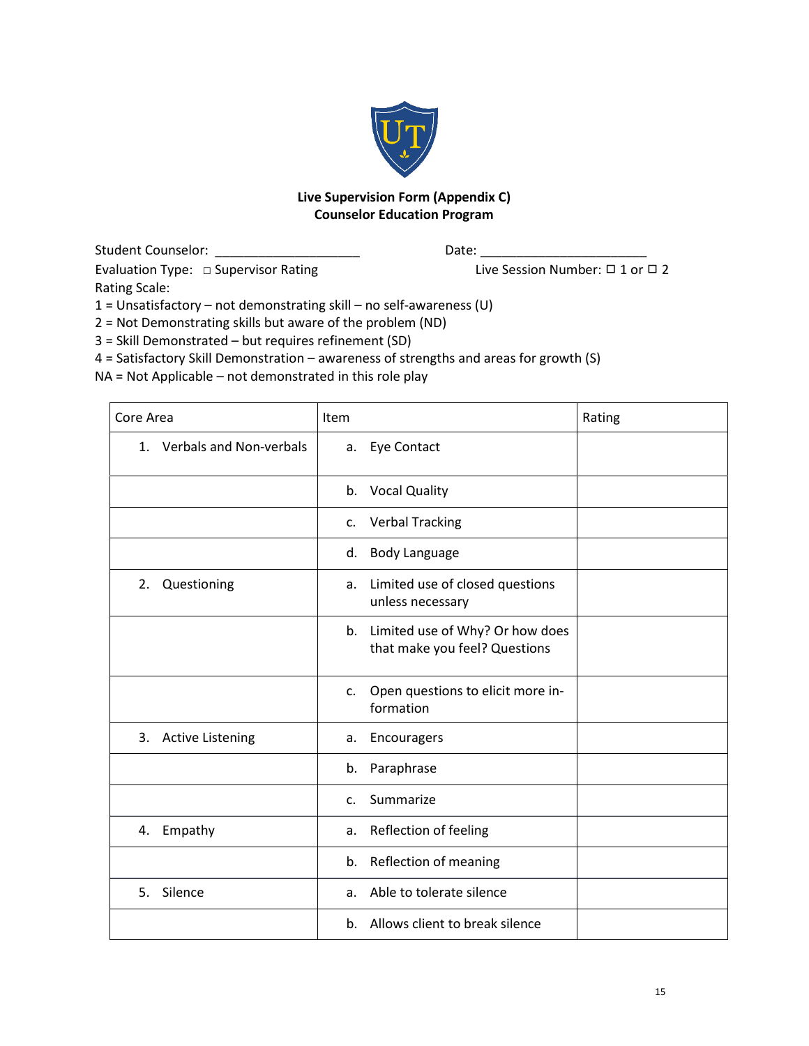**Live Supervision Form (Appendix C)**
**Counselor Education Program**

Student Counselor: ____________________ Date: ______________________

Evaluation Type: □ Supervisor Rating Live Session Number: ☐ 1 or ☐ 2

Rating Scale:

1 = Unsatisfactory – not demonstrating skill – no self-awareness (U)
2 = Not Demonstrating skills but aware of the problem (ND)
3 = Skill Demonstrated – but requires refinement (SD)
4 = Satisfactory Skill Demonstration – awareness of strengths and areas for growth (S)
NA = Not Applicable – not demonstrated in this role play

| Core Area | Item | Rating |
|---|---|---|
| 1. Verbals and Non-verbals | a. Eye Contact | |
| | b. Vocal Quality | |
| | c. Verbal Tracking | |
| | d. Body Language | |
| 2. Questioning | a. Limited use of closed questions unless necessary | |
| | b. Limited use of Why? Or how does that make you feel? Questions | |
| | c. Open questions to elicit more information | |
| 3. Active Listening | a. Encouragers | |
| | b. Paraphrase | |
| | c. Summarize | |
| 4. Empathy | a. Reflection of feeling | |
| | b. Reflection of meaning | |
| 5. Silence | a. Able to tolerate silence | |
| | b. Allows client to break silence | |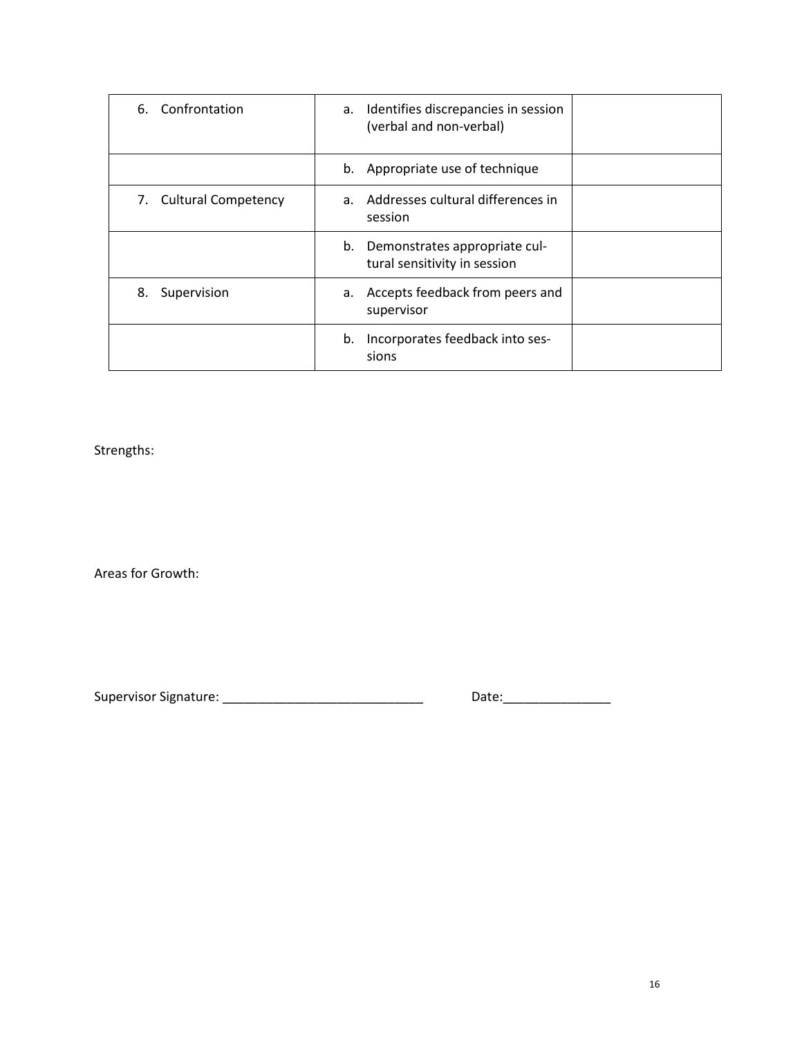|  |  |  |
|---|---|---|
| 6. Confrontation | a. Identifies discrepancies in session (verbal and non-verbal) |  |
|  | b. Appropriate use of technique |  |
| 7. Cultural Competency | a. Addresses cultural differences in session |  |
|  | b. Demonstrates appropriate cultural sensitivity in session |  |
| 8. Supervision | a. Accepts feedback from peers and supervisor |  |
|  | b. Incorporates feedback into sessions |  |

Strengths:

Areas for Growth:

Supervisor Signature: ____________________________ Date:_______________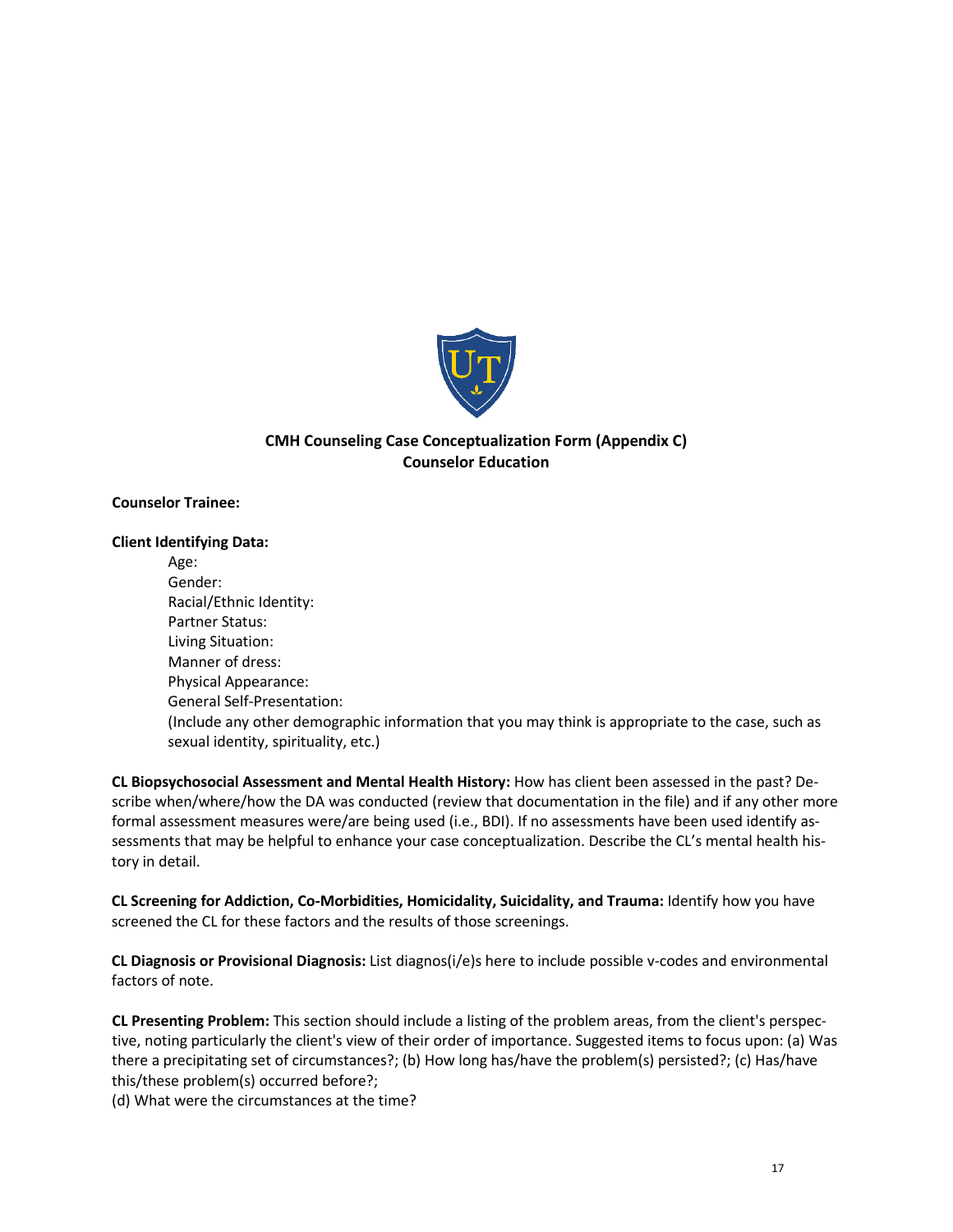**CMH Counseling Case Conceptualization Form (Appendix C)**
**Counselor Education**

**Counselor Trainee:**

**Client Identifying Data:**

Age:
Gender:
Racial/Ethnic Identity:
Partner Status:
Living Situation:
Manner of dress:
Physical Appearance:
General Self-Presentation:
(Include any other demographic information that you may think is appropriate to the case, such as sexual identity, spirituality, etc.)

**CL Biopsychosocial Assessment and Mental Health History:** How has client been assessed in the past? Describe when/where/how the DA was conducted (review that documentation in the file) and if any other more formal assessment measures were/are being used (i.e., BDI). If no assessments have been used identify assessments that may be helpful to enhance your case conceptualization. Describe the CL's mental health history in detail.

**CL Screening for Addiction, Co-Morbidities, Homicidality, Suicidality, and Trauma:** Identify how you have screened the CL for these factors and the results of those screenings.

**CL Diagnosis or Provisional Diagnosis:** List diagnos(i/e)s here to include possible v-codes and environmental factors of note.

**CL Presenting Problem:** This section should include a listing of the problem areas, from the client's perspective, noting particularly the client's view of their order of importance. Suggested items to focus upon: (a) Was there a precipitating set of circumstances?; (b) How long has/have the problem(s) persisted?; (c) Has/have this/these problem(s) occurred before?;
(d) What were the circumstances at the time?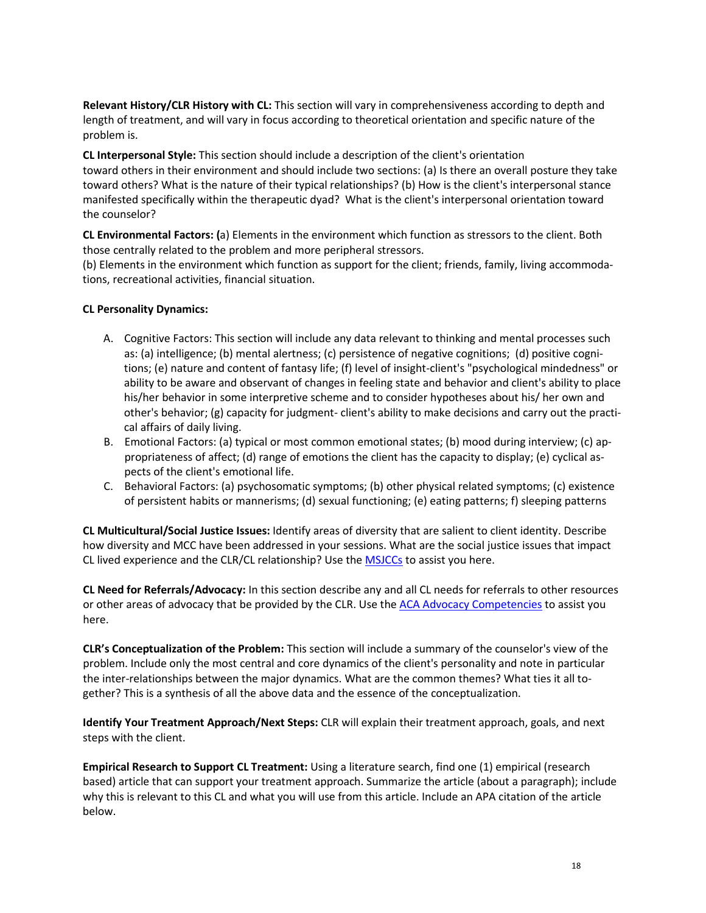**Relevant History/CLR History with CL:** This section will vary in comprehensiveness according to depth and length of treatment, and will vary in focus according to theoretical orientation and specific nature of the problem is.

**CL Interpersonal Style:** This section should include a description of the client's orientation toward others in their environment and should include two sections: (a) Is there an overall posture they take toward others? What is the nature of their typical relationships? (b) How is the client's interpersonal stance manifested specifically within the therapeutic dyad? What is the client's interpersonal orientation toward the counselor?

**CL Environmental Factors: (**a) Elements in the environment which function as stressors to the client. Both those centrally related to the problem and more peripheral stressors.
(b) Elements in the environment which function as support for the client; friends, family, living accommodations, recreational activities, financial situation.

**CL Personality Dynamics:**

A. Cognitive Factors: This section will include any data relevant to thinking and mental processes such as: (a) intelligence; (b) mental alertness; (c) persistence of negative cognitions; (d) positive cognitions; (e) nature and content of fantasy life; (f) level of insight-client's "psychological mindedness" or ability to be aware and observant of changes in feeling state and behavior and client's ability to place his/her behavior in some interpretive scheme and to consider hypotheses about his/ her own and other's behavior; (g) capacity for judgment- client's ability to make decisions and carry out the practical affairs of daily living.
B. Emotional Factors: (a) typical or most common emotional states; (b) mood during interview; (c) appropriateness of affect; (d) range of emotions the client has the capacity to display; (e) cyclical aspects of the client's emotional life.
C. Behavioral Factors: (a) psychosomatic symptoms; (b) other physical related symptoms; (c) existence of persistent habits or mannerisms; (d) sexual functioning; (e) eating patterns; f) sleeping patterns

**CL Multicultural/Social Justice Issues:** Identify areas of diversity that are salient to client identity. Describe how diversity and MCC have been addressed in your sessions. What are the social justice issues that impact CL lived experience and the CLR/CL relationship? Use the MSJCCs to assist you here.

**CL Need for Referrals/Advocacy:** In this section describe any and all CL needs for referrals to other resources or other areas of advocacy that be provided by the CLR. Use the ACA Advocacy Competencies to assist you here.

**CLR's Conceptualization of the Problem:** This section will include a summary of the counselor's view of the problem. Include only the most central and core dynamics of the client's personality and note in particular the inter-relationships between the major dynamics. What are the common themes? What ties it all together? This is a synthesis of all the above data and the essence of the conceptualization.

**Identify Your Treatment Approach/Next Steps:** CLR will explain their treatment approach, goals, and next steps with the client.

**Empirical Research to Support CL Treatment:** Using a literature search, find one (1) empirical (research based) article that can support your treatment approach. Summarize the article (about a paragraph); include why this is relevant to this CL and what you will use from this article. Include an APA citation of the article below.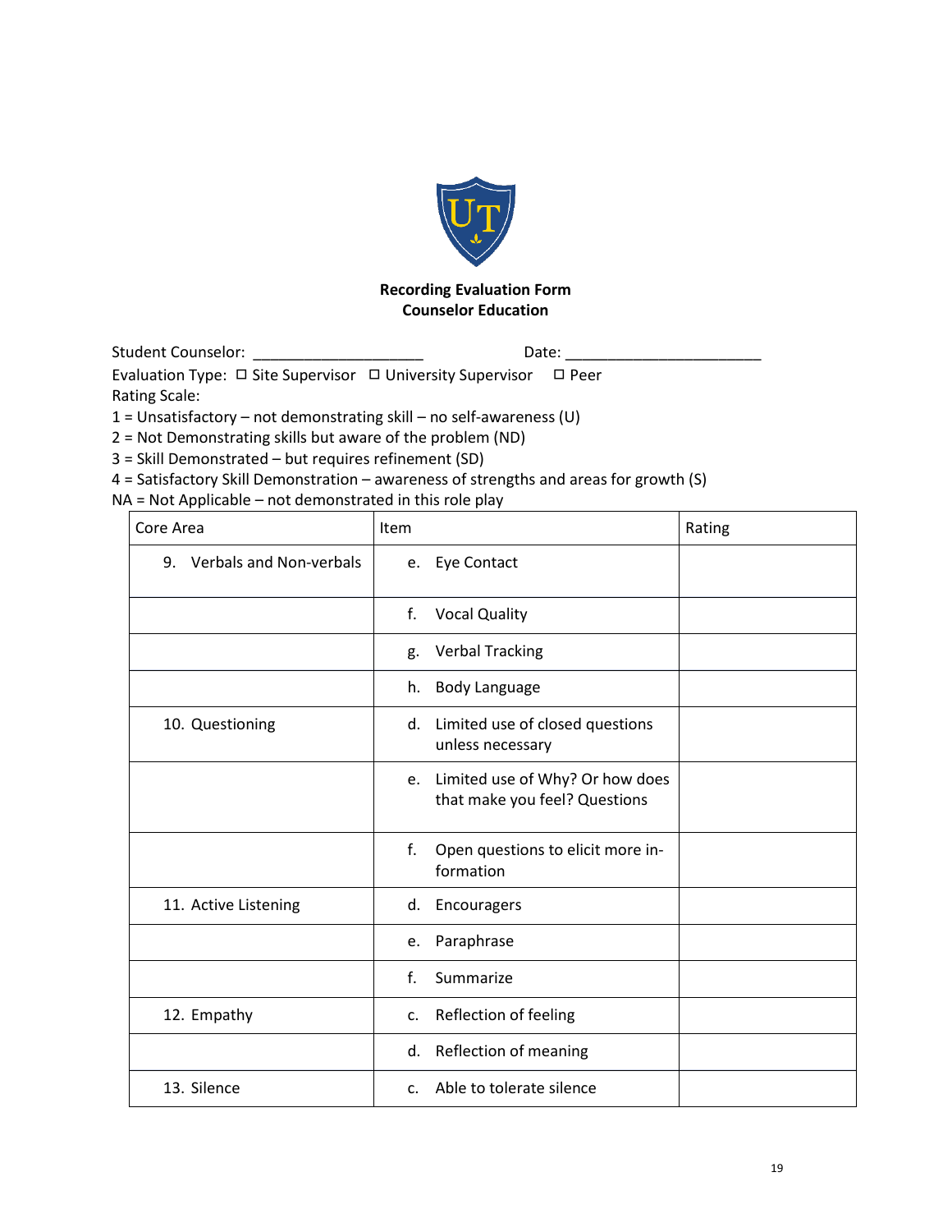**Recording Evaluation Form**
**Counselor Education**

Student Counselor: ____________________ Date: ______________________

Evaluation Type: ☐ Site Supervisor ☐ University Supervisor ☐ Peer

Rating Scale:

1 = Unsatisfactory – not demonstrating skill – no self-awareness (U)
2 = Not Demonstrating skills but aware of the problem (ND)
3 = Skill Demonstrated – but requires refinement (SD)
4 = Satisfactory Skill Demonstration – awareness of strengths and areas for growth (S)
NA = Not Applicable – not demonstrated in this role play

| Core Area | Item | Rating |
|---|---|---|
| 9. Verbals and Non-verbals | e. Eye Contact | |
| | f. Vocal Quality | |
| | g. Verbal Tracking | |
| | h. Body Language | |
| 10. Questioning | d. Limited use of closed questions unless necessary | |
| | e. Limited use of Why? Or how does that make you feel? Questions | |
| | f. Open questions to elicit more in-formation | |
| 11. Active Listening | d. Encouragers | |
| | e. Paraphrase | |
| | f. Summarize | |
| 12. Empathy | c. Reflection of feeling | |
| | d. Reflection of meaning | |
| 13. Silence | c. Able to tolerate silence | |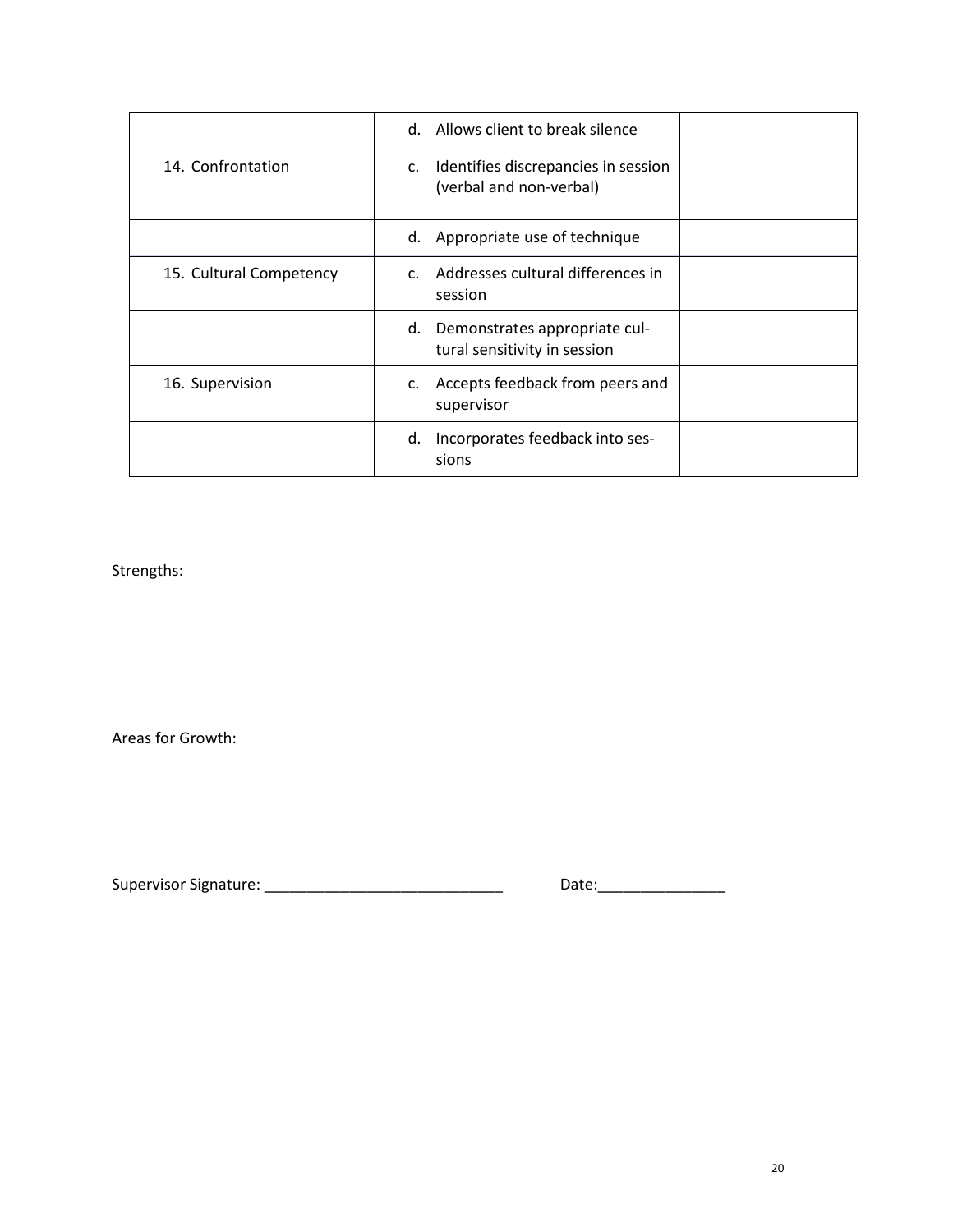| | | |
|---|---|---|
| | d. Allows client to break silence | |
| 14. Confrontation | c. Identifies discrepancies in session (verbal and non-verbal) | |
| | d. Appropriate use of technique | |
| 15. Cultural Competency | c. Addresses cultural differences in session | |
| | d. Demonstrates appropriate cultural sensitivity in session | |
| 16. Supervision | c. Accepts feedback from peers and supervisor | |
| | d. Incorporates feedback into sessions | |

Strengths:

Areas for Growth:

Supervisor Signature: _____________________________ Date:_______________